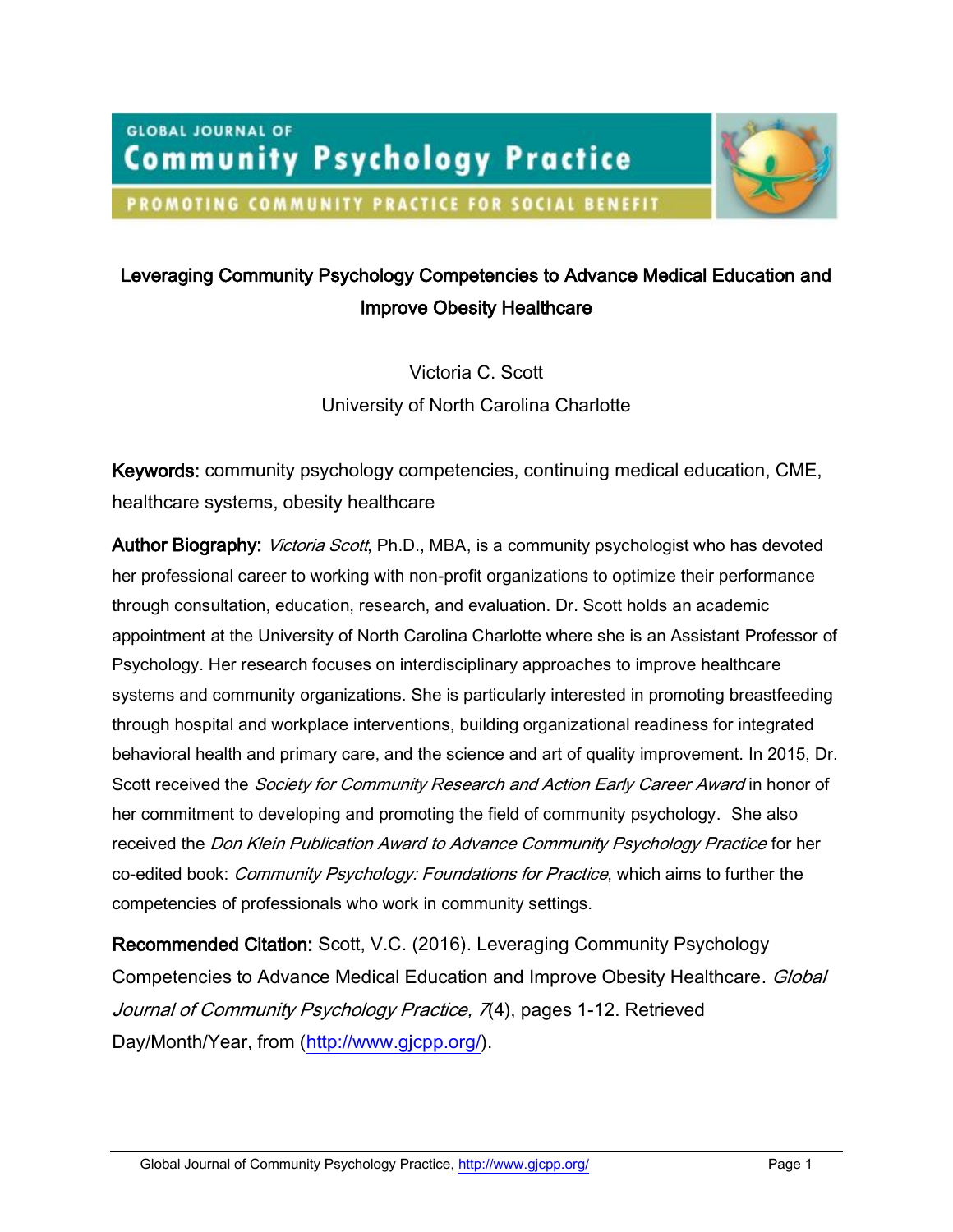GLOBAL JOURNAL OF **Community Psychology Practice**

PROMOTING COMMUNITY PRACTICE FOR SOCIAL BENEFIT

# Leveraging Community Psychology Competencies to Advance Medical Education and Improve Obesity Healthcare

Victoria C. Scott

University of North Carolina Charlotte

**Keywords:** community psychology competencies, continuing medical education, CME, healthcare systems, obesity healthcare

**Author Biography:** *Victoria Scott*, Ph.D., MBA, is a community psychologist who has devoted her professional career to working with non-profit organizations to optimize their performance through consultation, education, research, and evaluation. Dr. Scott holds an academic appointment at the University of North Carolina Charlotte where she is an Assistant Professor of Psychology. Her research focuses on interdisciplinary approaches to improve healthcare systems and community organizations. She is particularly interested in promoting breastfeeding through hospital and workplace interventions, building organizational readiness for integrated behavioral health and primary care, and the science and art of quality improvement. In 2015, Dr. Scott received the *Society for Community Research and Action Early Career Award* in honor of her commitment to developing and promoting the field of community psychology. She also received the *Don Klein Publication Award to Advance Community Psychology Practice* for her co-edited book: *Community Psychology: Foundations for Practice*, which aims to further the competencies of professionals who work in community settings.

**Recommended Citation:** Scott, V.C. (2016). Leveraging Community Psychology Competencies to Advance Medical Education and Improve Obesity Healthcare. *Global Journal of Community Psychology Practice, 7*(4), pages 1-12. Retrieved Day/Month/Year, from (http://www.gjcpp.org/).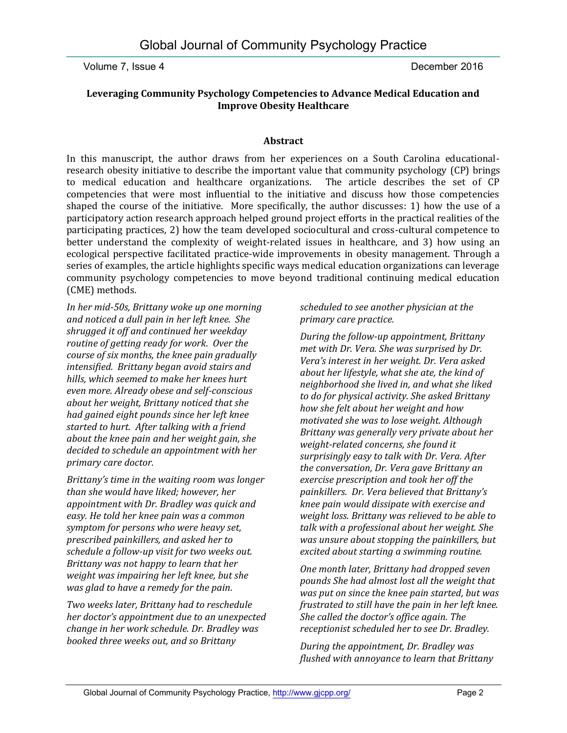## Leveraging Community Psychology Competencies to Advance Medical Education and Improve Obesity Healthcare

### Abstract

In this manuscript, the author draws from her experiences on a South Carolina educational-research obesity initiative to describe the important value that community psychology (CP) brings to medical education and healthcare organizations. The article describes the set of CP competencies that were most influential to the initiative and discuss how those competencies shaped the course of the initiative. More specifically, the author discusses: 1) how the use of a participatory action research approach helped ground project efforts in the practical realities of the participating practices, 2) how the team developed sociocultural and cross-cultural competence to better understand the complexity of weight-related issues in healthcare, and 3) how using an ecological perspective facilitated practice-wide improvements in obesity management. Through a series of examples, the article highlights specific ways medical education organizations can leverage community psychology competencies to move beyond traditional continuing medical education (CME) methods.

*In her mid-50s, Brittany woke up one morning and noticed a dull pain in her left knee. She shrugged it off and continued her weekday routine of getting ready for work. Over the course of six months, the knee pain gradually intensified. Brittany began avoid stairs and hills, which seemed to make her knees hurt even more. Already obese and self-conscious about her weight, Brittany noticed that she had gained eight pounds since her left knee started to hurt. After talking with a friend about the knee pain and her weight gain, she decided to schedule an appointment with her primary care doctor.*

*Brittany's time in the waiting room was longer than she would have liked; however, her appointment with Dr. Bradley was quick and easy. He told her knee pain was a common symptom for persons who were heavy set, prescribed painkillers, and asked her to schedule a follow-up visit for two weeks out. Brittany was not happy to learn that her weight was impairing her left knee, but she was glad to have a remedy for the pain.*

*Two weeks later, Brittany had to reschedule her doctor's appointment due to an unexpected change in her work schedule. Dr. Bradley was booked three weeks out, and so Brittany scheduled to see another physician at the primary care practice.*

*During the follow-up appointment, Brittany met with Dr. Vera. She was surprised by Dr. Vera's interest in her weight. Dr. Vera asked about her lifestyle, what she ate, the kind of neighborhood she lived in, and what she liked to do for physical activity. She asked Brittany how she felt about her weight and how motivated she was to lose weight. Although Brittany was generally very private about her weight-related concerns, she found it surprisingly easy to talk with Dr. Vera. After the conversation, Dr. Vera gave Brittany an exercise prescription and took her off the painkillers. Dr. Vera believed that Brittany's knee pain would dissipate with exercise and weight loss. Brittany was relieved to be able to talk with a professional about her weight. She was unsure about stopping the painkillers, but excited about starting a swimming routine.*

*One month later, Brittany had dropped seven pounds She had almost lost all the weight that was put on since the knee pain started, but was frustrated to still have the pain in her left knee. She called the doctor's office again. The receptionist scheduled her to see Dr. Bradley.*

*During the appointment, Dr. Bradley was flushed with annoyance to learn that Brittany*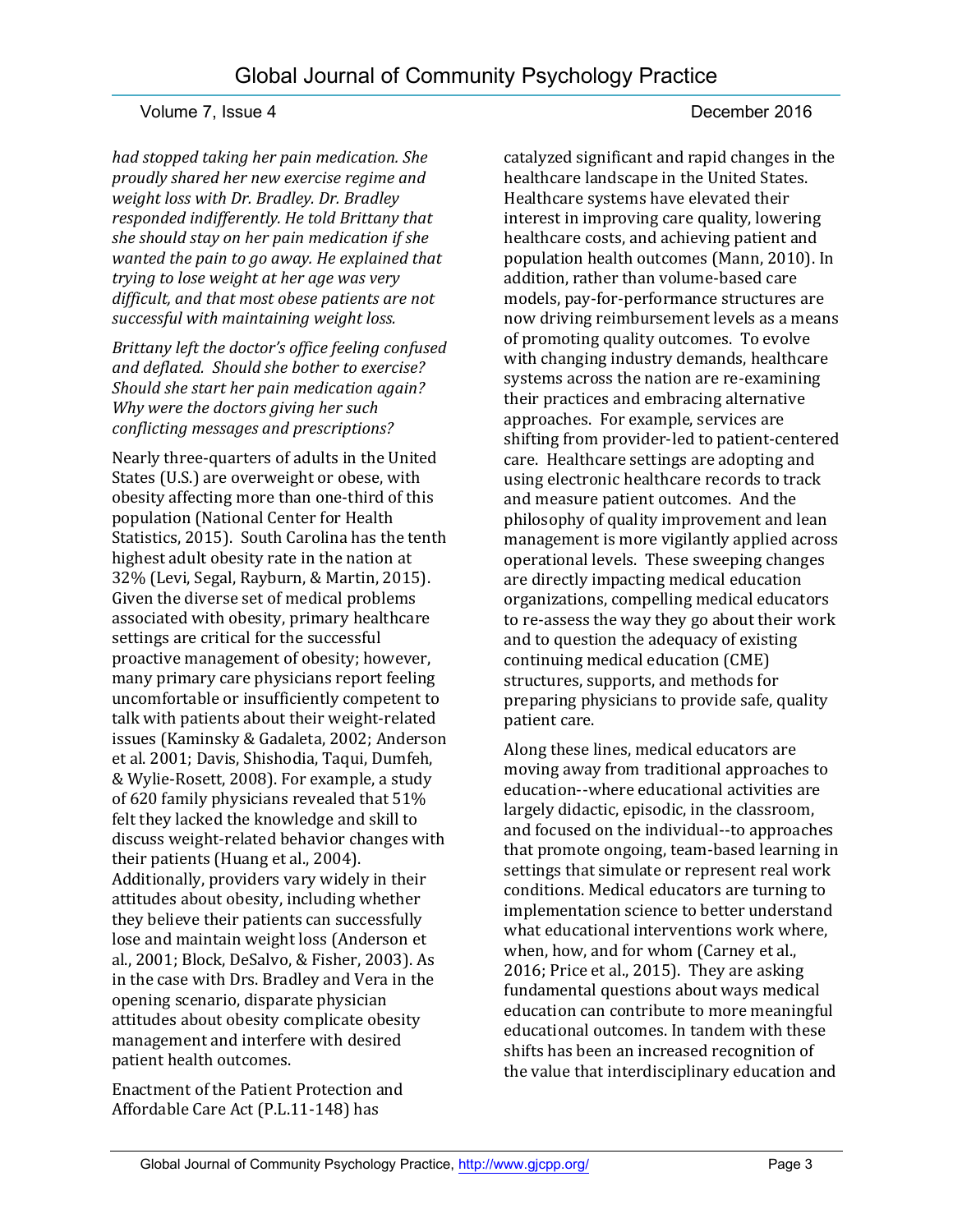*had stopped taking her pain medication. She proudly shared her new exercise regime and weight loss with Dr. Bradley. Dr. Bradley responded indifferently. He told Brittany that she should stay on her pain medication if she wanted the pain to go away. He explained that trying to lose weight at her age was very difficult, and that most obese patients are not successful with maintaining weight loss.*

*Brittany left the doctor's office feeling confused and deflated. Should she bother to exercise? Should she start her pain medication again? Why were the doctors giving her such conflicting messages and prescriptions?*

Nearly three-quarters of adults in the United States (U.S.) are overweight or obese, with obesity affecting more than one-third of this population (National Center for Health Statistics, 2015). South Carolina has the tenth highest adult obesity rate in the nation at 32% (Levi, Segal, Rayburn, & Martin, 2015). Given the diverse set of medical problems associated with obesity, primary healthcare settings are critical for the successful proactive management of obesity; however, many primary care physicians report feeling uncomfortable or insufficiently competent to talk with patients about their weight-related issues (Kaminsky & Gadaleta, 2002; Anderson et al. 2001; Davis, Shishodia, Taqui, Dumfeh, & Wylie-Rosett, 2008). For example, a study of 620 family physicians revealed that 51% felt they lacked the knowledge and skill to discuss weight-related behavior changes with their patients (Huang et al., 2004). Additionally, providers vary widely in their attitudes about obesity, including whether they believe their patients can successfully lose and maintain weight loss (Anderson et al., 2001; Block, DeSalvo, & Fisher, 2003). As in the case with Drs. Bradley and Vera in the opening scenario, disparate physician attitudes about obesity complicate obesity management and interfere with desired patient health outcomes.

Enactment of the Patient Protection and Affordable Care Act (P.L.11-148) has catalyzed significant and rapid changes in the healthcare landscape in the United States. Healthcare systems have elevated their interest in improving care quality, lowering healthcare costs, and achieving patient and population health outcomes (Mann, 2010). In addition, rather than volume-based care models, pay-for-performance structures are now driving reimbursement levels as a means of promoting quality outcomes. To evolve with changing industry demands, healthcare systems across the nation are re-examining their practices and embracing alternative approaches. For example, services are shifting from provider-led to patient-centered care. Healthcare settings are adopting and using electronic healthcare records to track and measure patient outcomes. And the philosophy of quality improvement and lean management is more vigilantly applied across operational levels. These sweeping changes are directly impacting medical education organizations, compelling medical educators to re-assess the way they go about their work and to question the adequacy of existing continuing medical education (CME) structures, supports, and methods for preparing physicians to provide safe, quality patient care.

Along these lines, medical educators are moving away from traditional approaches to education--where educational activities are largely didactic, episodic, in the classroom, and focused on the individual--to approaches that promote ongoing, team-based learning in settings that simulate or represent real work conditions. Medical educators are turning to implementation science to better understand what educational interventions work where, when, how, and for whom (Carney et al., 2016; Price et al., 2015). They are asking fundamental questions about ways medical education can contribute to more meaningful educational outcomes. In tandem with these shifts has been an increased recognition of the value that interdisciplinary education and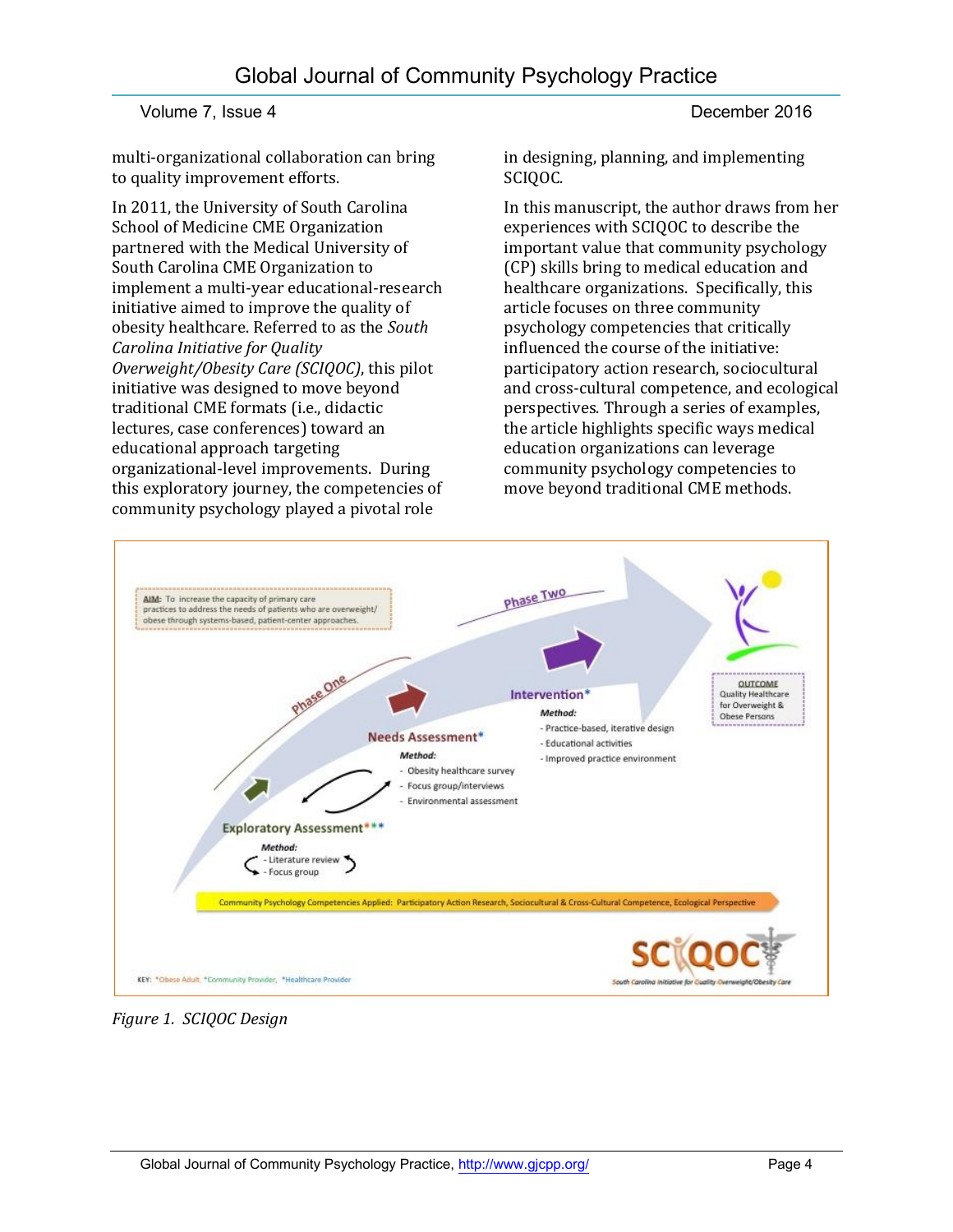multi-organizational collaboration can bring to quality improvement efforts.

In 2011, the University of South Carolina School of Medicine CME Organization partnered with the Medical University of South Carolina CME Organization to implement a multi-year educational-research initiative aimed to improve the quality of obesity healthcare. Referred to as the *South Carolina Initiative for Quality Overweight/Obesity Care (SCIQOC)*, this pilot initiative was designed to move beyond traditional CME formats (i.e., didactic lectures, case conferences) toward an educational approach targeting organizational-level improvements. During this exploratory journey, the competencies of community psychology played a pivotal role in designing, planning, and implementing SCIQOC.

In this manuscript, the author draws from her experiences with SCIQOC to describe the important value that community psychology (CP) skills bring to medical education and healthcare organizations. Specifically, this article focuses on three community psychology competencies that critically influenced the course of the initiative: participatory action research, sociocultural and cross-cultural competence, and ecological perspectives. Through a series of examples, the article highlights specific ways medical education organizations can leverage community psychology competencies to move beyond traditional CME methods.

*Figure 1. SCIQOC Design*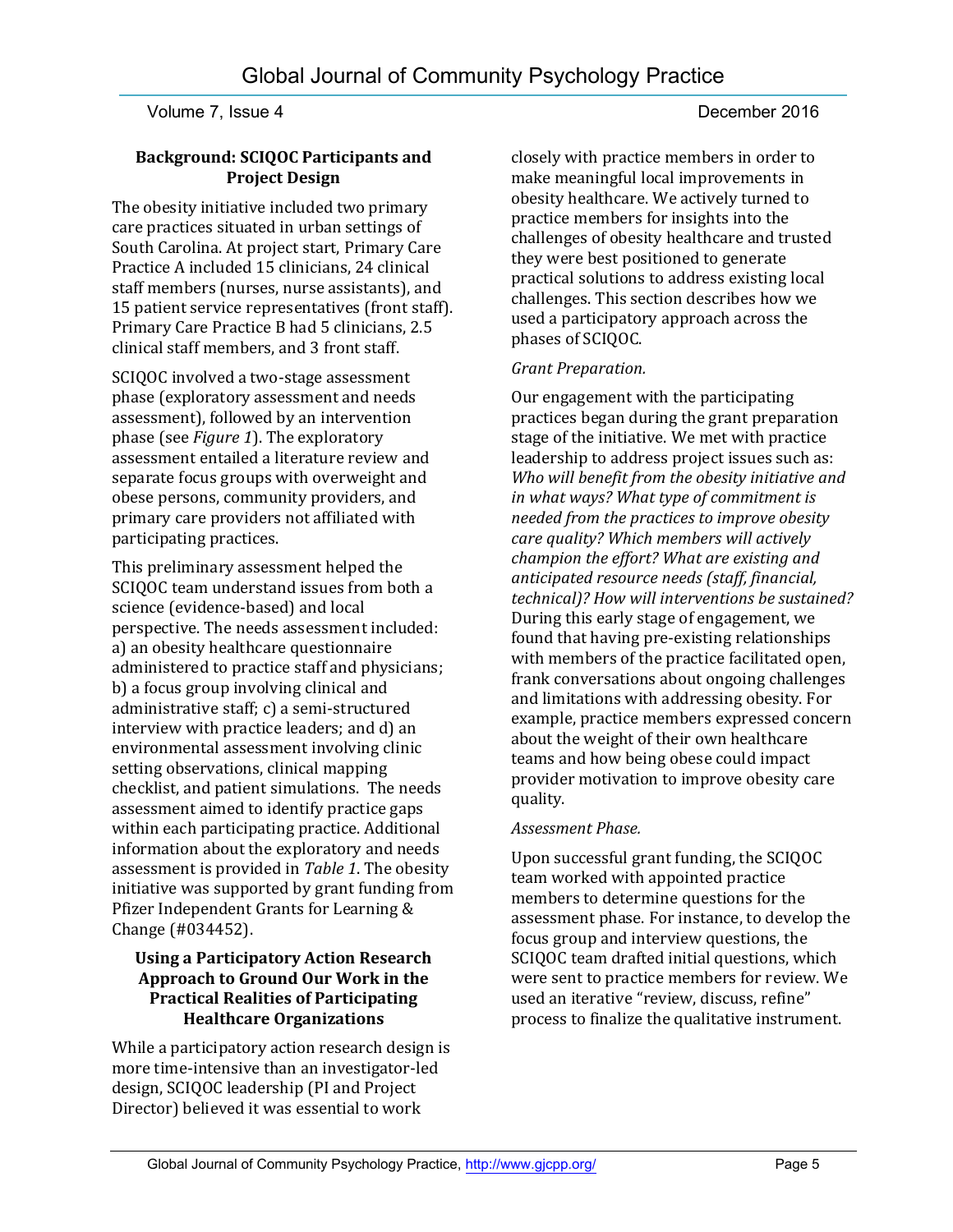### Background: SCIQOC Participants and Project Design

The obesity initiative included two primary care practices situated in urban settings of South Carolina. At project start, Primary Care Practice A included 15 clinicians, 24 clinical staff members (nurses, nurse assistants), and 15 patient service representatives (front staff). Primary Care Practice B had 5 clinicians, 2.5 clinical staff members, and 3 front staff.

SCIQOC involved a two-stage assessment phase (exploratory assessment and needs assessment), followed by an intervention phase (see *Figure 1*). The exploratory assessment entailed a literature review and separate focus groups with overweight and obese persons, community providers, and primary care providers not affiliated with participating practices.

This preliminary assessment helped the SCIQOC team understand issues from both a science (evidence-based) and local perspective. The needs assessment included: a) an obesity healthcare questionnaire administered to practice staff and physicians; b) a focus group involving clinical and administrative staff; c) a semi-structured interview with practice leaders; and d) an environmental assessment involving clinic setting observations, clinical mapping checklist, and patient simulations. The needs assessment aimed to identify practice gaps within each participating practice. Additional information about the exploratory and needs assessment is provided in *Table 1*. The obesity initiative was supported by grant funding from Pfizer Independent Grants for Learning & Change (#034452).

### Using a Participatory Action Research Approach to Ground Our Work in the Practical Realities of Participating Healthcare Organizations

While a participatory action research design is more time-intensive than an investigator-led design, SCIQOC leadership (PI and Project Director) believed it was essential to work closely with practice members in order to make meaningful local improvements in obesity healthcare. We actively turned to practice members for insights into the challenges of obesity healthcare and trusted they were best positioned to generate practical solutions to address existing local challenges. This section describes how we used a participatory approach across the phases of SCIQOC.

*Grant Preparation.*

Our engagement with the participating practices began during the grant preparation stage of the initiative. We met with practice leadership to address project issues such as: *Who will benefit from the obesity initiative and in what ways? What type of commitment is needed from the practices to improve obesity care quality? Which members will actively champion the effort? What are existing and anticipated resource needs (staff, financial, technical)? How will interventions be sustained?* During this early stage of engagement, we found that having pre-existing relationships with members of the practice facilitated open, frank conversations about ongoing challenges and limitations with addressing obesity. For example, practice members expressed concern about the weight of their own healthcare teams and how being obese could impact provider motivation to improve obesity care quality.

*Assessment Phase.*

Upon successful grant funding, the SCIQOC team worked with appointed practice members to determine questions for the assessment phase. For instance, to develop the focus group and interview questions, the SCIQOC team drafted initial questions, which were sent to practice members for review. We used an iterative "review, discuss, refine" process to finalize the qualitative instrument.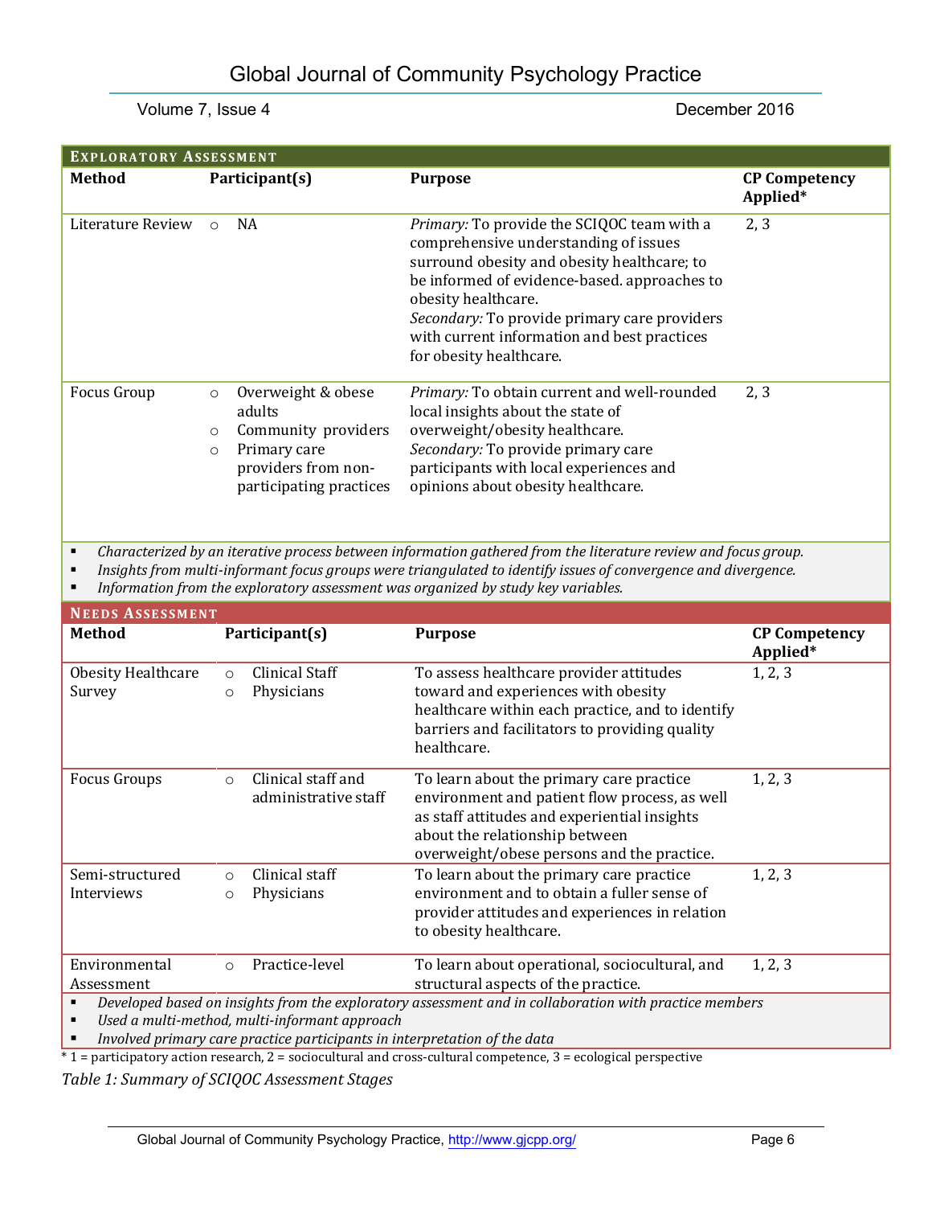| **EXPLORATORY ASSESSMENT** | | | |
|---|---|---|---|
| **Method** | **Participant(s)** | **Purpose** | **CP Competency Applied*** |
| Literature Review | ○ NA | *Primary:* To provide the SCIQOC team with a comprehensive understanding of issues surround obesity and obesity healthcare; to be informed of evidence-based. approaches to obesity healthcare.<br>*Secondary:* To provide primary care providers with current information and best practices for obesity healthcare. | 2, 3 |
| Focus Group | ○ Overweight & obese adults<br>○ Community providers<br>○ Primary care providers from non-participating practices | *Primary:* To obtain current and well-rounded local insights about the state of overweight/obesity healthcare.<br>*Secondary:* To provide primary care participants with local experiences and opinions about obesity healthcare. | 2, 3 |

- *Characterized by an iterative process between information gathered from the literature review and focus group.*
- *Insights from multi-informant focus groups were triangulated to identify issues of convergence and divergence.*
- *Information from the exploratory assessment was organized by study key variables.*

| **NEEDS ASSESSMENT** | | | |
|---|---|---|---|
| **Method** | **Participant(s)** | **Purpose** | **CP Competency Applied*** |
| Obesity Healthcare Survey | ○ Clinical Staff<br>○ Physicians | To assess healthcare provider attitudes toward and experiences with obesity healthcare within each practice, and to identify barriers and facilitators to providing quality healthcare. | 1, 2, 3 |
| Focus Groups | ○ Clinical staff and administrative staff | To learn about the primary care practice environment and patient flow process, as well as staff attitudes and experiential insights about the relationship between overweight/obese persons and the practice. | 1, 2, 3 |
| Semi-structured Interviews | ○ Clinical staff<br>○ Physicians | To learn about the primary care practice environment and to obtain a fuller sense of provider attitudes and experiences in relation to obesity healthcare. | 1, 2, 3 |
| Environmental Assessment | ○ Practice-level | To learn about operational, sociocultural, and structural aspects of the practice. | 1, 2, 3 |

- *Developed based on insights from the exploratory assessment and in collaboration with practice members*
- *Used a multi-method, multi-informant approach*
- *Involved primary care practice participants in interpretation of the data*

\* 1 = participatory action research, 2 = sociocultural and cross-cultural competence, 3 = ecological perspective

*Table 1: Summary of SCIQOC Assessment Stages*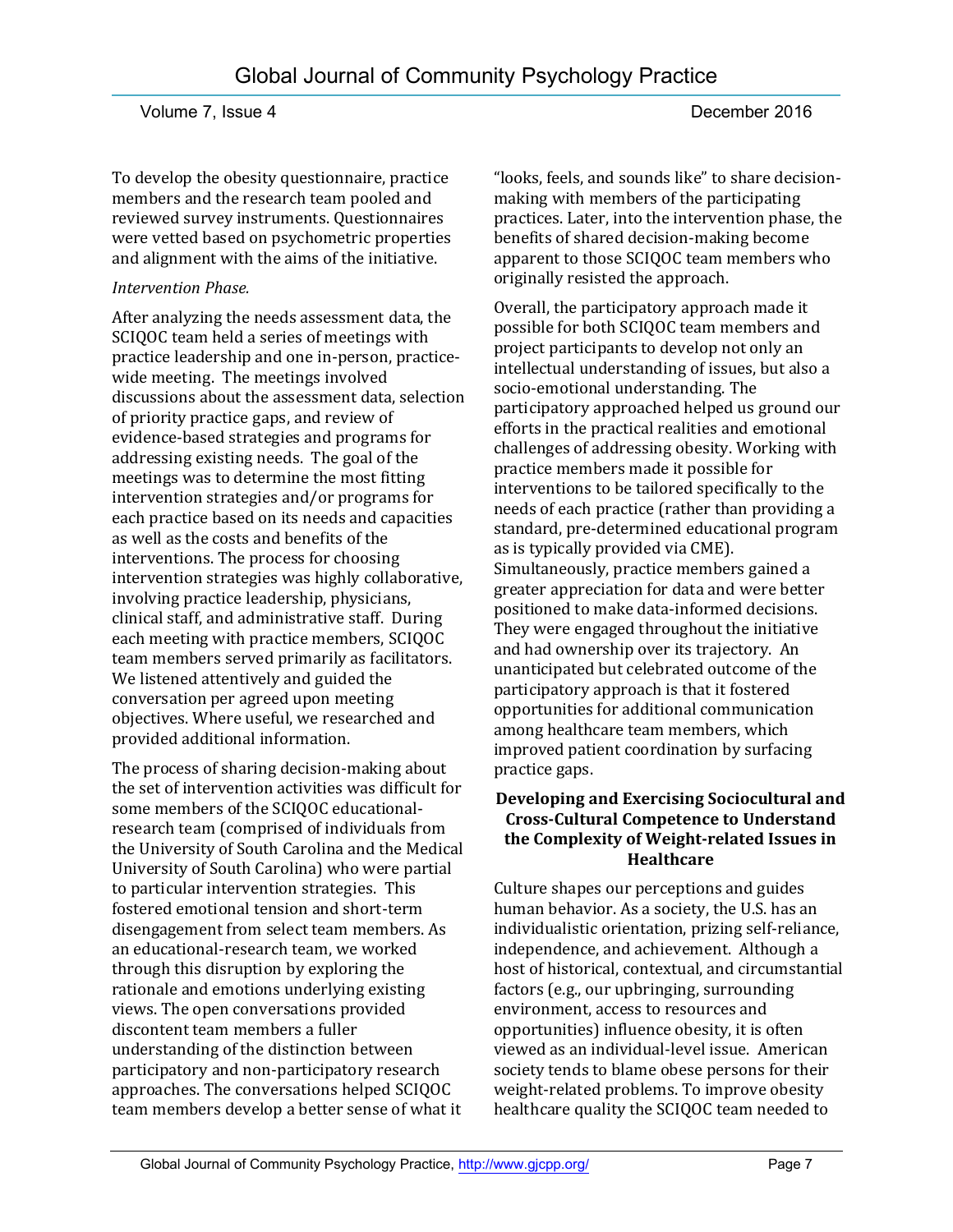To develop the obesity questionnaire, practice members and the research team pooled and reviewed survey instruments. Questionnaires were vetted based on psychometric properties and alignment with the aims of the initiative.

*Intervention Phase.*

After analyzing the needs assessment data, the SCIQOC team held a series of meetings with practice leadership and one in-person, practice-wide meeting. The meetings involved discussions about the assessment data, selection of priority practice gaps, and review of evidence-based strategies and programs for addressing existing needs. The goal of the meetings was to determine the most fitting intervention strategies and/or programs for each practice based on its needs and capacities as well as the costs and benefits of the interventions. The process for choosing intervention strategies was highly collaborative, involving practice leadership, physicians, clinical staff, and administrative staff. During each meeting with practice members, SCIQOC team members served primarily as facilitators. We listened attentively and guided the conversation per agreed upon meeting objectives. Where useful, we researched and provided additional information.

The process of sharing decision-making about the set of intervention activities was difficult for some members of the SCIQOC educational-research team (comprised of individuals from the University of South Carolina and the Medical University of South Carolina) who were partial to particular intervention strategies. This fostered emotional tension and short-term disengagement from select team members. As an educational-research team, we worked through this disruption by exploring the rationale and emotions underlying existing views. The open conversations provided discontent team members a fuller understanding of the distinction between participatory and non-participatory research approaches. The conversations helped SCIQOC team members develop a better sense of what it "looks, feels, and sounds like" to share decision-making with members of the participating practices. Later, into the intervention phase, the benefits of shared decision-making become apparent to those SCIQOC team members who originally resisted the approach.

Overall, the participatory approach made it possible for both SCIQOC team members and project participants to develop not only an intellectual understanding of issues, but also a socio-emotional understanding. The participatory approached helped us ground our efforts in the practical realities and emotional challenges of addressing obesity. Working with practice members made it possible for interventions to be tailored specifically to the needs of each practice (rather than providing a standard, pre-determined educational program as is typically provided via CME). Simultaneously, practice members gained a greater appreciation for data and were better positioned to make data-informed decisions. They were engaged throughout the initiative and had ownership over its trajectory. An unanticipated but celebrated outcome of the participatory approach is that it fostered opportunities for additional communication among healthcare team members, which improved patient coordination by surfacing practice gaps.

### Developing and Exercising Sociocultural and Cross-Cultural Competence to Understand the Complexity of Weight-related Issues in Healthcare

Culture shapes our perceptions and guides human behavior. As a society, the U.S. has an individualistic orientation, prizing self-reliance, independence, and achievement. Although a host of historical, contextual, and circumstantial factors (e.g., our upbringing, surrounding environment, access to resources and opportunities) influence obesity, it is often viewed as an individual-level issue. American society tends to blame obese persons for their weight-related problems. To improve obesity healthcare quality the SCIQOC team needed to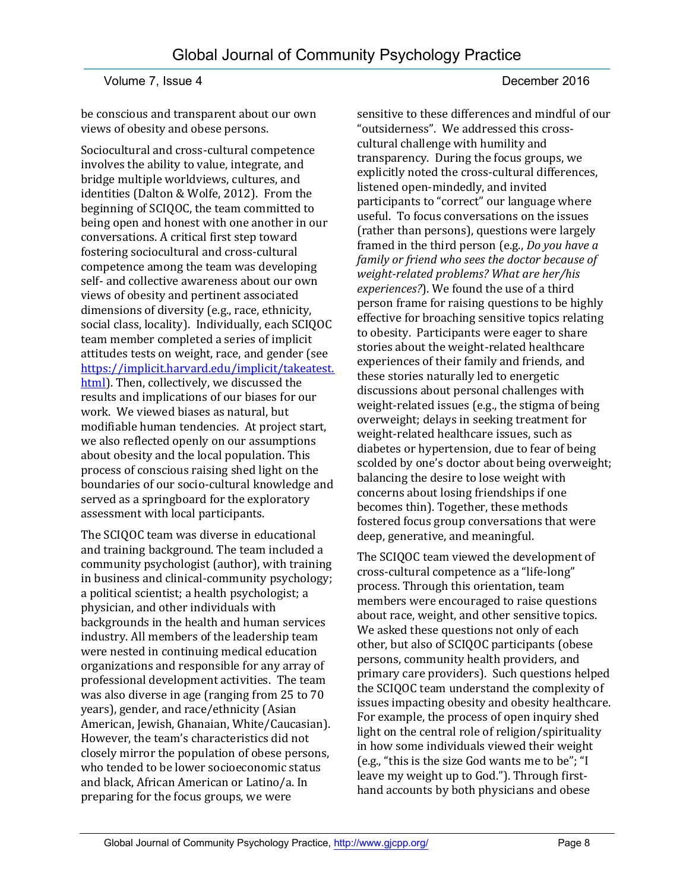be conscious and transparent about our own views of obesity and obese persons.

Sociocultural and cross-cultural competence involves the ability to value, integrate, and bridge multiple worldviews, cultures, and identities (Dalton & Wolfe, 2012). From the beginning of SCIQOC, the team committed to being open and honest with one another in our conversations. A critical first step toward fostering sociocultural and cross-cultural competence among the team was developing self- and collective awareness about our own views of obesity and pertinent associated dimensions of diversity (e.g., race, ethnicity, social class, locality). Individually, each SCIQOC team member completed a series of implicit attitudes tests on weight, race, and gender (see [https://implicit.harvard.edu/implicit/takeatest.html](https://implicit.harvard.edu/implicit/takeatest.html)). Then, collectively, we discussed the results and implications of our biases for our work. We viewed biases as natural, but modifiable human tendencies. At project start, we also reflected openly on our assumptions about obesity and the local population. This process of conscious raising shed light on the boundaries of our socio-cultural knowledge and served as a springboard for the exploratory assessment with local participants.

The SCIQOC team was diverse in educational and training background. The team included a community psychologist (author), with training in business and clinical-community psychology; a political scientist; a health psychologist; a physician, and other individuals with backgrounds in the health and human services industry. All members of the leadership team were nested in continuing medical education organizations and responsible for any array of professional development activities. The team was also diverse in age (ranging from 25 to 70 years), gender, and race/ethnicity (Asian American, Jewish, Ghanaian, White/Caucasian). However, the team's characteristics did not closely mirror the population of obese persons, who tended to be lower socioeconomic status and black, African American or Latino/a. In preparing for the focus groups, we were sensitive to these differences and mindful of our "outsiderness". We addressed this cross-cultural challenge with humility and transparency. During the focus groups, we explicitly noted the cross-cultural differences, listened open-mindedly, and invited participants to "correct" our language where useful. To focus conversations on the issues (rather than persons), questions were largely framed in the third person (e.g., *Do you have a family or friend who sees the doctor because of weight-related problems? What are her/his experiences?*). We found the use of a third person frame for raising questions to be highly effective for broaching sensitive topics relating to obesity. Participants were eager to share stories about the weight-related healthcare experiences of their family and friends, and these stories naturally led to energetic discussions about personal challenges with weight-related issues (e.g., the stigma of being overweight; delays in seeking treatment for weight-related healthcare issues, such as diabetes or hypertension, due to fear of being scolded by one's doctor about being overweight; balancing the desire to lose weight with concerns about losing friendships if one becomes thin). Together, these methods fostered focus group conversations that were deep, generative, and meaningful.

The SCIQOC team viewed the development of cross-cultural competence as a "life-long" process. Through this orientation, team members were encouraged to raise questions about race, weight, and other sensitive topics. We asked these questions not only of each other, but also of SCIQOC participants (obese persons, community health providers, and primary care providers). Such questions helped the SCIQOC team understand the complexity of issues impacting obesity and obesity healthcare. For example, the process of open inquiry shed light on the central role of religion/spirituality in how some individuals viewed their weight (e.g., "this is the size God wants me to be"; "I leave my weight up to God."). Through first-hand accounts by both physicians and obese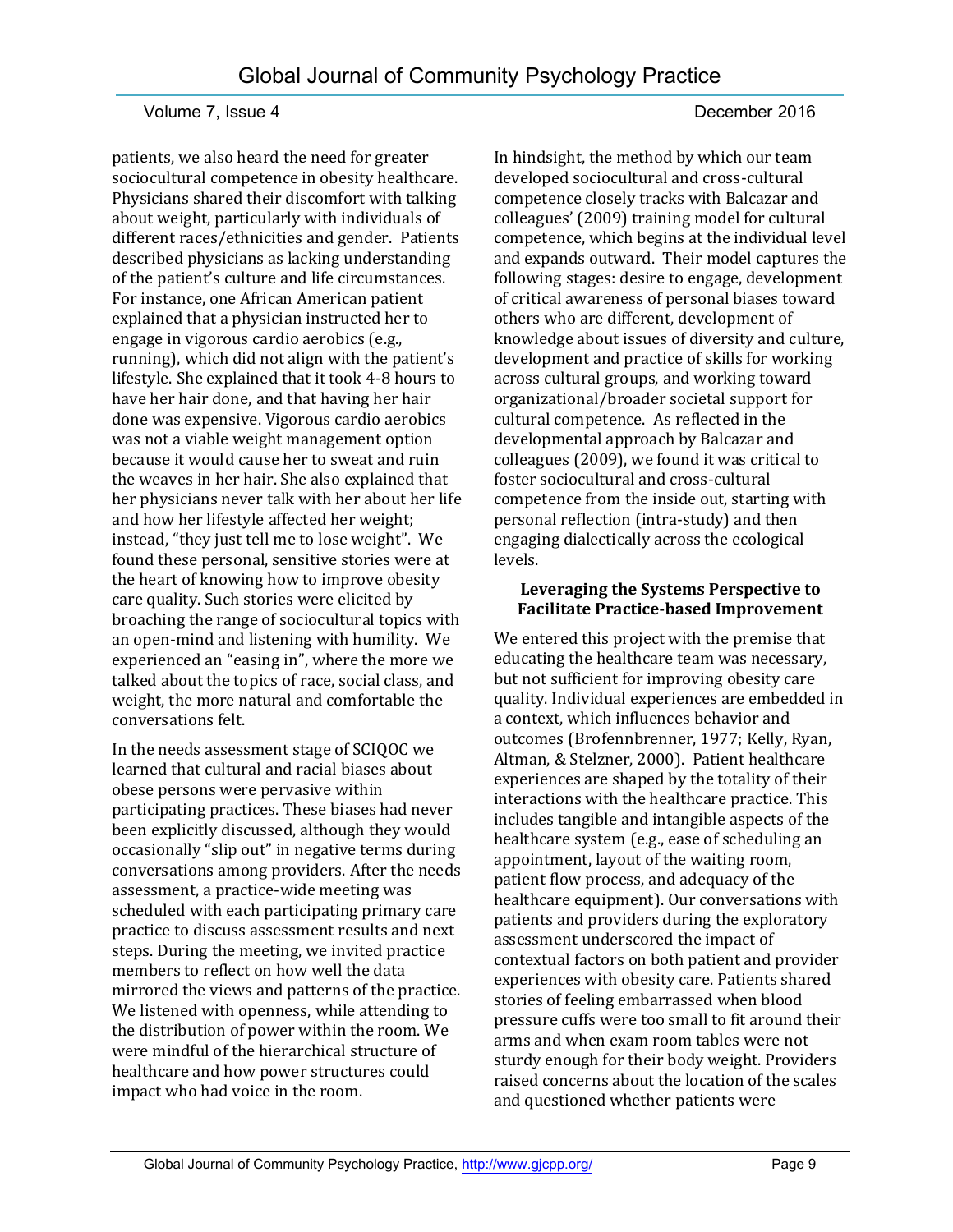patients, we also heard the need for greater sociocultural competence in obesity healthcare. Physicians shared their discomfort with talking about weight, particularly with individuals of different races/ethnicities and gender. Patients described physicians as lacking understanding of the patient's culture and life circumstances. For instance, one African American patient explained that a physician instructed her to engage in vigorous cardio aerobics (e.g., running), which did not align with the patient's lifestyle. She explained that it took 4-8 hours to have her hair done, and that having her hair done was expensive. Vigorous cardio aerobics was not a viable weight management option because it would cause her to sweat and ruin the weaves in her hair. She also explained that her physicians never talk with her about her life and how her lifestyle affected her weight; instead, "they just tell me to lose weight". We found these personal, sensitive stories were at the heart of knowing how to improve obesity care quality. Such stories were elicited by broaching the range of sociocultural topics with an open-mind and listening with humility. We experienced an "easing in", where the more we talked about the topics of race, social class, and weight, the more natural and comfortable the conversations felt.

In the needs assessment stage of SCIQOC we learned that cultural and racial biases about obese persons were pervasive within participating practices. These biases had never been explicitly discussed, although they would occasionally "slip out" in negative terms during conversations among providers. After the needs assessment, a practice-wide meeting was scheduled with each participating primary care practice to discuss assessment results and next steps. During the meeting, we invited practice members to reflect on how well the data mirrored the views and patterns of the practice. We listened with openness, while attending to the distribution of power within the room. We were mindful of the hierarchical structure of healthcare and how power structures could impact who had voice in the room.

In hindsight, the method by which our team developed sociocultural and cross-cultural competence closely tracks with Balcazar and colleagues' (2009) training model for cultural competence, which begins at the individual level and expands outward. Their model captures the following stages: desire to engage, development of critical awareness of personal biases toward others who are different, development of knowledge about issues of diversity and culture, development and practice of skills for working across cultural groups, and working toward organizational/broader societal support for cultural competence. As reflected in the developmental approach by Balcazar and colleagues (2009), we found it was critical to foster sociocultural and cross-cultural competence from the inside out, starting with personal reflection (intra-study) and then engaging dialectically across the ecological levels.

### Leveraging the Systems Perspective to Facilitate Practice-based Improvement

We entered this project with the premise that educating the healthcare team was necessary, but not sufficient for improving obesity care quality. Individual experiences are embedded in a context, which influences behavior and outcomes (Brofennbrenner, 1977; Kelly, Ryan, Altman, & Stelzner, 2000). Patient healthcare experiences are shaped by the totality of their interactions with the healthcare practice. This includes tangible and intangible aspects of the healthcare system (e.g., ease of scheduling an appointment, layout of the waiting room, patient flow process, and adequacy of the healthcare equipment). Our conversations with patients and providers during the exploratory assessment underscored the impact of contextual factors on both patient and provider experiences with obesity care. Patients shared stories of feeling embarrassed when blood pressure cuffs were too small to fit around their arms and when exam room tables were not sturdy enough for their body weight. Providers raised concerns about the location of the scales and questioned whether patients were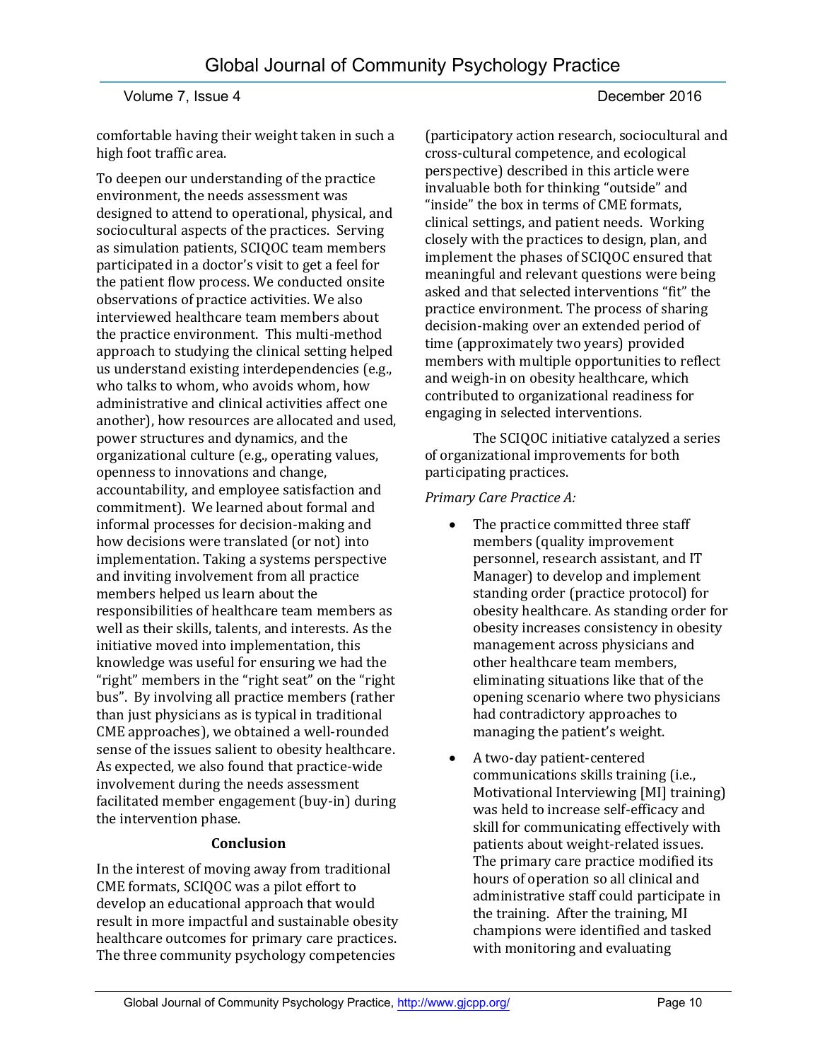comfortable having their weight taken in such a high foot traffic area.

To deepen our understanding of the practice environment, the needs assessment was designed to attend to operational, physical, and sociocultural aspects of the practices. Serving as simulation patients, SCIQOC team members participated in a doctor's visit to get a feel for the patient flow process. We conducted onsite observations of practice activities. We also interviewed healthcare team members about the practice environment. This multi-method approach to studying the clinical setting helped us understand existing interdependencies (e.g., who talks to whom, who avoids whom, how administrative and clinical activities affect one another), how resources are allocated and used, power structures and dynamics, and the organizational culture (e.g., operating values, openness to innovations and change, accountability, and employee satisfaction and commitment). We learned about formal and informal processes for decision-making and how decisions were translated (or not) into implementation. Taking a systems perspective and inviting involvement from all practice members helped us learn about the responsibilities of healthcare team members as well as their skills, talents, and interests. As the initiative moved into implementation, this knowledge was useful for ensuring we had the "right" members in the "right seat" on the "right bus". By involving all practice members (rather than just physicians as is typical in traditional CME approaches), we obtained a well-rounded sense of the issues salient to obesity healthcare. As expected, we also found that practice-wide involvement during the needs assessment facilitated member engagement (buy-in) during the intervention phase.

## Conclusion

In the interest of moving away from traditional CME formats, SCIQOC was a pilot effort to develop an educational approach that would result in more impactful and sustainable obesity healthcare outcomes for primary care practices. The three community psychology competencies (participatory action research, sociocultural and cross-cultural competence, and ecological perspective) described in this article were invaluable both for thinking "outside" and "inside" the box in terms of CME formats, clinical settings, and patient needs. Working closely with the practices to design, plan, and implement the phases of SCIQOC ensured that meaningful and relevant questions were being asked and that selected interventions "fit" the practice environment. The process of sharing decision-making over an extended period of time (approximately two years) provided members with multiple opportunities to reflect and weigh-in on obesity healthcare, which contributed to organizational readiness for engaging in selected interventions.

The SCIQOC initiative catalyzed a series of organizational improvements for both participating practices.

*Primary Care Practice A:*

- The practice committed three staff members (quality improvement personnel, research assistant, and IT Manager) to develop and implement standing order (practice protocol) for obesity healthcare. As standing order for obesity increases consistency in obesity management across physicians and other healthcare team members, eliminating situations like that of the opening scenario where two physicians had contradictory approaches to managing the patient's weight.
- A two-day patient-centered communications skills training (i.e., Motivational Interviewing [MI] training) was held to increase self-efficacy and skill for communicating effectively with patients about weight-related issues. The primary care practice modified its hours of operation so all clinical and administrative staff could participate in the training. After the training, MI champions were identified and tasked with monitoring and evaluating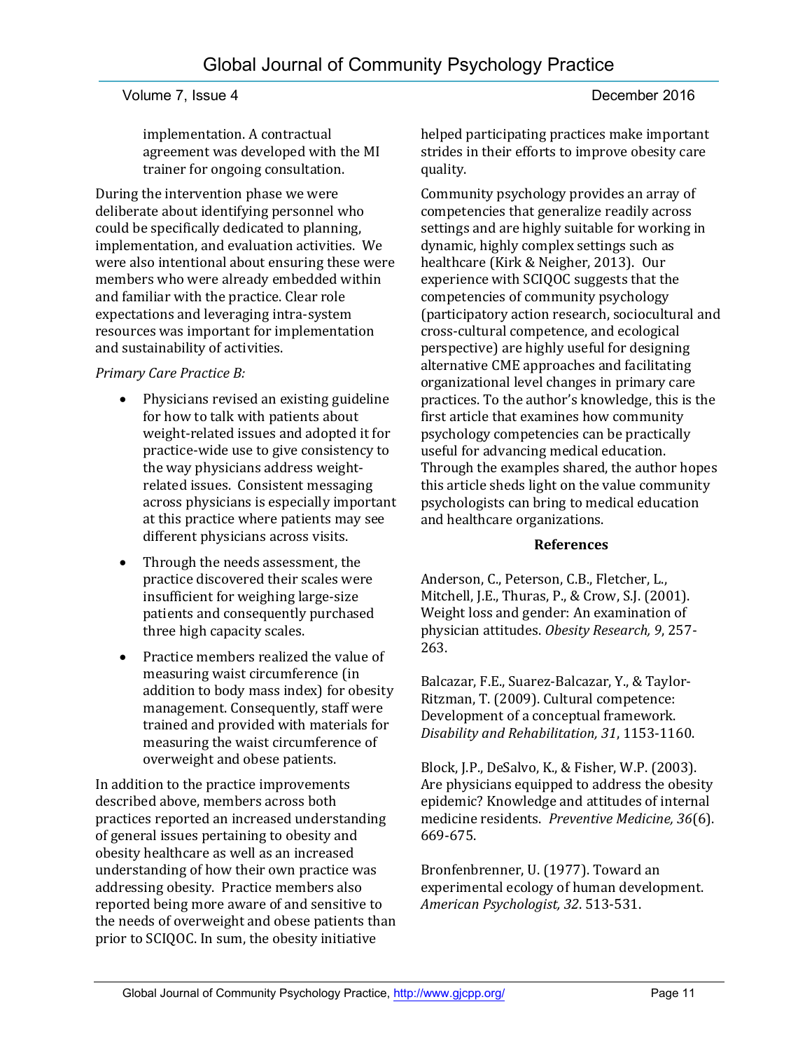implementation. A contractual agreement was developed with the MI trainer for ongoing consultation.

During the intervention phase we were deliberate about identifying personnel who could be specifically dedicated to planning, implementation, and evaluation activities. We were also intentional about ensuring these were members who were already embedded within and familiar with the practice. Clear role expectations and leveraging intra-system resources was important for implementation and sustainability of activities.

*Primary Care Practice B:*

- Physicians revised an existing guideline for how to talk with patients about weight-related issues and adopted it for practice-wide use to give consistency to the way physicians address weight-related issues. Consistent messaging across physicians is especially important at this practice where patients may see different physicians across visits.
- Through the needs assessment, the practice discovered their scales were insufficient for weighing large-size patients and consequently purchased three high capacity scales.
- Practice members realized the value of measuring waist circumference (in addition to body mass index) for obesity management. Consequently, staff were trained and provided with materials for measuring the waist circumference of overweight and obese patients.

In addition to the practice improvements described above, members across both practices reported an increased understanding of general issues pertaining to obesity and obesity healthcare as well as an increased understanding of how their own practice was addressing obesity. Practice members also reported being more aware of and sensitive to the needs of overweight and obese patients than prior to SCIQOC. In sum, the obesity initiative helped participating practices make important strides in their efforts to improve obesity care quality.

Community psychology provides an array of competencies that generalize readily across settings and are highly suitable for working in dynamic, highly complex settings such as healthcare (Kirk & Neigher, 2013). Our experience with SCIQOC suggests that the competencies of community psychology (participatory action research, sociocultural and cross-cultural competence, and ecological perspective) are highly useful for designing alternative CME approaches and facilitating organizational level changes in primary care practices. To the author's knowledge, this is the first article that examines how community psychology competencies can be practically useful for advancing medical education. Through the examples shared, the author hopes this article sheds light on the value community psychologists can bring to medical education and healthcare organizations.

## References

Anderson, C., Peterson, C.B., Fletcher, L., Mitchell, J.E., Thuras, P., & Crow, S.J. (2001). Weight loss and gender: An examination of physician attitudes. *Obesity Research, 9*, 257-263.

Balcazar, F.E., Suarez-Balcazar, Y., & Taylor-Ritzman, T. (2009). Cultural competence: Development of a conceptual framework. *Disability and Rehabilitation, 31*, 1153-1160.

Block, J.P., DeSalvo, K., & Fisher, W.P. (2003). Are physicians equipped to address the obesity epidemic? Knowledge and attitudes of internal medicine residents. *Preventive Medicine, 36*(6). 669-675.

Bronfenbrenner, U. (1977). Toward an experimental ecology of human development. *American Psychologist, 32*. 513-531.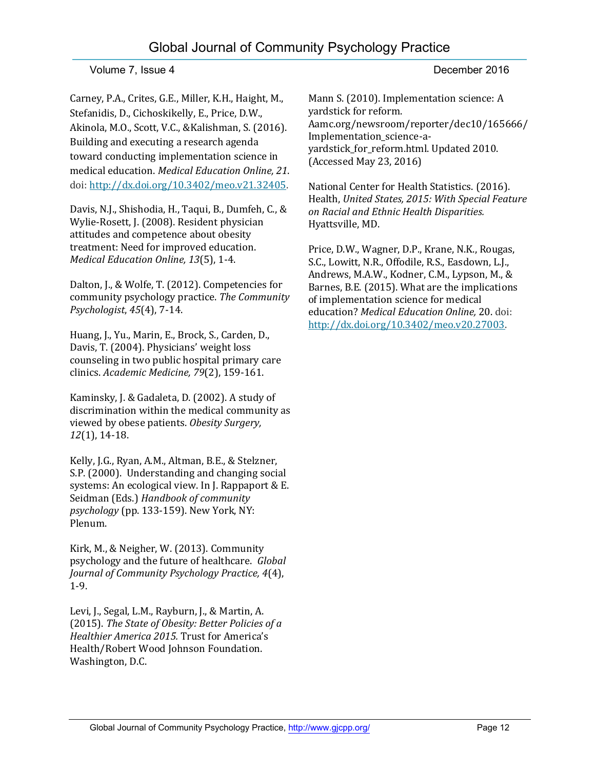Carney, P.A., Crites, G.E., Miller, K.H., Haight, M., Stefanidis, D., Cichoskikelly, E., Price, D.W., Akinola, M.O., Scott, V.C., &Kalishman, S. (2016). Building and executing a research agenda toward conducting implementation science in medical education. *Medical Education Online, 21*. doi: http://dx.doi.org/10.3402/meo.v21.32405.

Davis, N.J., Shishodia, H., Taqui, B., Dumfeh, C., & Wylie-Rosett, J. (2008). Resident physician attitudes and competence about obesity treatment: Need for improved education. *Medical Education Online, 13*(5), 1-4.

Dalton, J., & Wolfe, T. (2012). Competencies for community psychology practice. *The Community Psychologist*, *45*(4), 7-14.

Huang, J., Yu., Marin, E., Brock, S., Carden, D., Davis, T. (2004). Physicians' weight loss counseling in two public hospital primary care clinics. *Academic Medicine, 79*(2), 159-161.

Kaminsky, J. & Gadaleta, D. (2002). A study of discrimination within the medical community as viewed by obese patients. *Obesity Surgery, 12*(1), 14-18.

Kelly, J.G., Ryan, A.M., Altman, B.E., & Stelzner, S.P. (2000). Understanding and changing social systems: An ecological view. In J. Rappaport & E. Seidman (Eds.) *Handbook of community psychology* (pp. 133-159). New York, NY: Plenum.

Kirk, M., & Neigher, W. (2013). Community psychology and the future of healthcare. *Global Journal of Community Psychology Practice, 4*(4), 1-9.

Levi, J., Segal, L.M., Rayburn, J., & Martin, A. (2015). *The State of Obesity: Better Policies of a Healthier America 2015.* Trust for America's Health/Robert Wood Johnson Foundation. Washington, D.C.

Mann S. (2010). Implementation science: A yardstick for reform. Aamc.org/newsroom/reporter/dec10/165666/Implementation_science-a-yardstick_for_reform.html. Updated 2010. (Accessed May 23, 2016)

National Center for Health Statistics. (2016). Health, *United States, 2015: With Special Feature on Racial and Ethnic Health Disparities.* Hyattsville, MD.

Price, D.W., Wagner, D.P., Krane, N.K., Rougas, S.C., Lowitt, N.R., Offodile, R.S., Easdown, L.J., Andrews, M.A.W., Kodner, C.M., Lypson, M., & Barnes, B.E. (2015). What are the implications of implementation science for medical education? *Medical Education Online,* 20. doi: http://dx.doi.org/10.3402/meo.v20.27003.